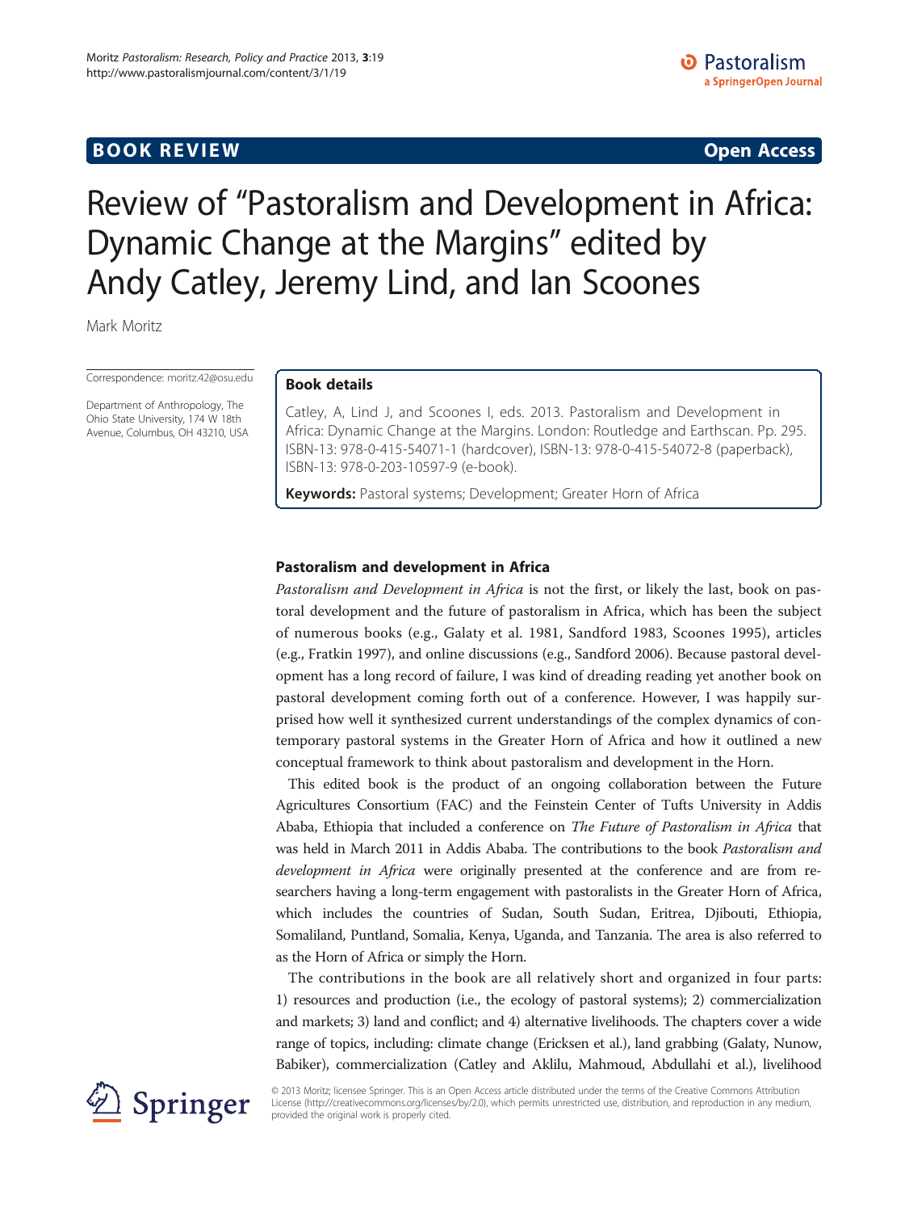BOOK REVIEW | Open Access

# Review of "Pastoralism and Development in Africa: Dynamic Change at the Margins" edited by Andy Catley, Jeremy Lind, and Ian Scoones

Mark Moritz

Correspondence: moritz.42@osu.edu

Department of Anthropology, The Ohio State University, 174 W 18th Avenue, Columbus, OH 43210, USA

**Book details**

Catley, A, Lind J, and Scoones I, eds. 2013. Pastoralism and Development in Africa: Dynamic Change at the Margins. London: Routledge and Earthscan. Pp. 295. ISBN-13: 978-0-415-54071-1 (hardcover), ISBN-13: 978-0-415-54072-8 (paperback), ISBN-13: 978-0-203-10597-9 (e-book).

**Keywords:** Pastoral systems; Development; Greater Horn of Africa

## Pastoralism and development in Africa

*Pastoralism and Development in Africa* is not the first, or likely the last, book on pastoral development and the future of pastoralism in Africa, which has been the subject of numerous books (e.g., Galaty et al. 1981, Sandford 1983, Scoones 1995), articles (e.g., Fratkin 1997), and online discussions (e.g., Sandford 2006). Because pastoral development has a long record of failure, I was kind of dreading reading yet another book on pastoral development coming forth out of a conference. However, I was happily surprised how well it synthesized current understandings of the complex dynamics of contemporary pastoral systems in the Greater Horn of Africa and how it outlined a new conceptual framework to think about pastoralism and development in the Horn.

This edited book is the product of an ongoing collaboration between the Future Agricultures Consortium (FAC) and the Feinstein Center of Tufts University in Addis Ababa, Ethiopia that included a conference on *The Future of Pastoralism in Africa* that was held in March 2011 in Addis Ababa. The contributions to the book *Pastoralism and development in Africa* were originally presented at the conference and are from researchers having a long-term engagement with pastoralists in the Greater Horn of Africa, which includes the countries of Sudan, South Sudan, Eritrea, Djibouti, Ethiopia, Somaliland, Puntland, Somalia, Kenya, Uganda, and Tanzania. The area is also referred to as the Horn of Africa or simply the Horn.

The contributions in the book are all relatively short and organized in four parts: 1) resources and production (i.e., the ecology of pastoral systems); 2) commercialization and markets; 3) land and conflict; and 4) alternative livelihoods. The chapters cover a wide range of topics, including: climate change (Ericksen et al.), land grabbing (Galaty, Nunow, Babiker), commercialization (Catley and Aklilu, Mahmoud, Abdullahi et al.), livelihood

© 2013 Moritz; licensee Springer. This is an Open Access article distributed under the terms of the Creative Commons Attribution License (http://creativecommons.org/licenses/by/2.0), which permits unrestricted use, distribution, and reproduction in any medium, provided the original work is properly cited.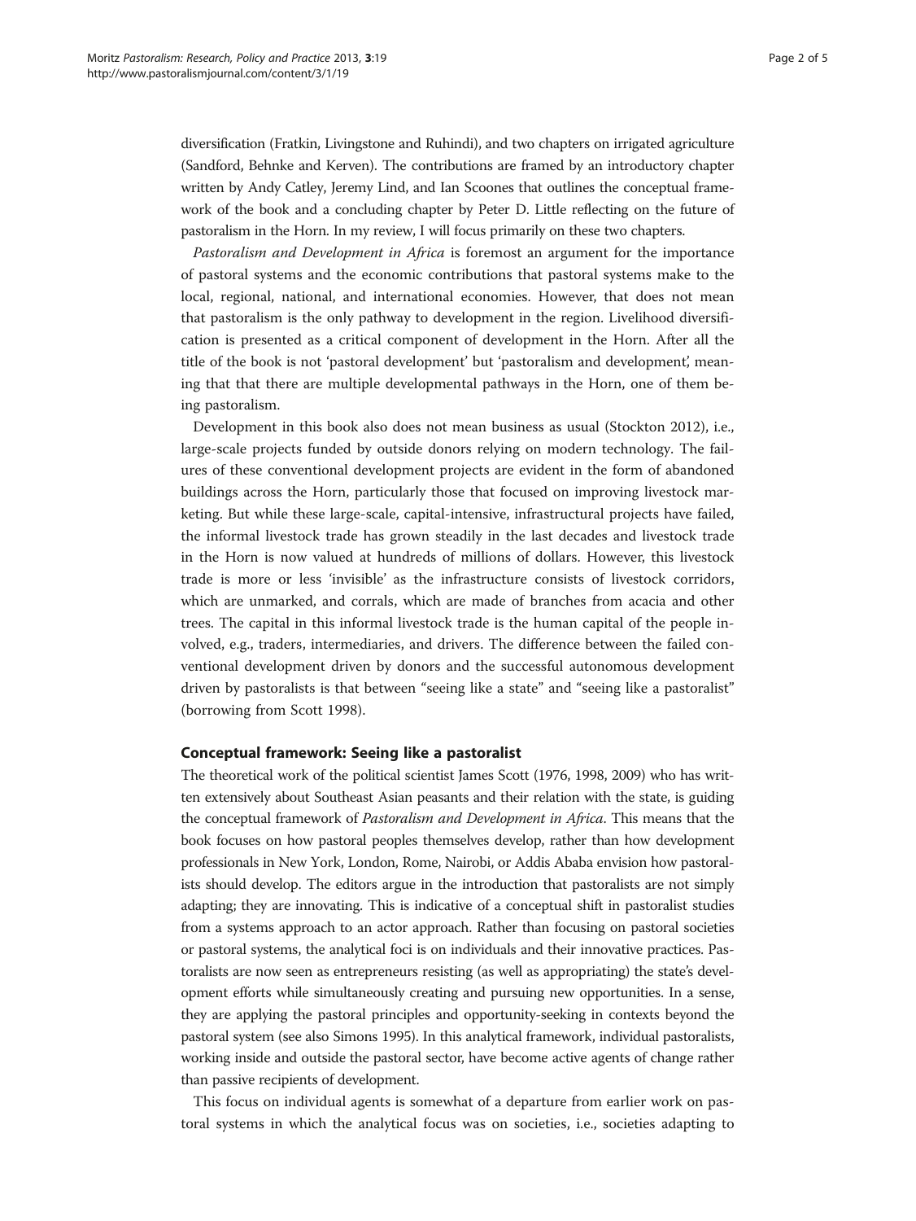diversification (Fratkin, Livingstone and Ruhindi), and two chapters on irrigated agriculture (Sandford, Behnke and Kerven). The contributions are framed by an introductory chapter written by Andy Catley, Jeremy Lind, and Ian Scoones that outlines the conceptual framework of the book and a concluding chapter by Peter D. Little reflecting on the future of pastoralism in the Horn. In my review, I will focus primarily on these two chapters.

*Pastoralism and Development in Africa* is foremost an argument for the importance of pastoral systems and the economic contributions that pastoral systems make to the local, regional, national, and international economies. However, that does not mean that pastoralism is the only pathway to development in the region. Livelihood diversification is presented as a critical component of development in the Horn. After all the title of the book is not 'pastoral development' but 'pastoralism and development', meaning that that there are multiple developmental pathways in the Horn, one of them being pastoralism.

Development in this book also does not mean business as usual (Stockton 2012), i.e., large-scale projects funded by outside donors relying on modern technology. The failures of these conventional development projects are evident in the form of abandoned buildings across the Horn, particularly those that focused on improving livestock marketing. But while these large-scale, capital-intensive, infrastructural projects have failed, the informal livestock trade has grown steadily in the last decades and livestock trade in the Horn is now valued at hundreds of millions of dollars. However, this livestock trade is more or less 'invisible' as the infrastructure consists of livestock corridors, which are unmarked, and corrals, which are made of branches from acacia and other trees. The capital in this informal livestock trade is the human capital of the people involved, e.g., traders, intermediaries, and drivers. The difference between the failed conventional development driven by donors and the successful autonomous development driven by pastoralists is that between "seeing like a state" and "seeing like a pastoralist" (borrowing from Scott 1998).

## Conceptual framework: Seeing like a pastoralist

The theoretical work of the political scientist James Scott (1976, 1998, 2009) who has written extensively about Southeast Asian peasants and their relation with the state, is guiding the conceptual framework of *Pastoralism and Development in Africa*. This means that the book focuses on how pastoral peoples themselves develop, rather than how development professionals in New York, London, Rome, Nairobi, or Addis Ababa envision how pastoralists should develop. The editors argue in the introduction that pastoralists are not simply adapting; they are innovating. This is indicative of a conceptual shift in pastoralist studies from a systems approach to an actor approach. Rather than focusing on pastoral societies or pastoral systems, the analytical foci is on individuals and their innovative practices. Pastoralists are now seen as entrepreneurs resisting (as well as appropriating) the state's development efforts while simultaneously creating and pursuing new opportunities. In a sense, they are applying the pastoral principles and opportunity-seeking in contexts beyond the pastoral system (see also Simons 1995). In this analytical framework, individual pastoralists, working inside and outside the pastoral sector, have become active agents of change rather than passive recipients of development.

This focus on individual agents is somewhat of a departure from earlier work on pastoral systems in which the analytical focus was on societies, i.e., societies adapting to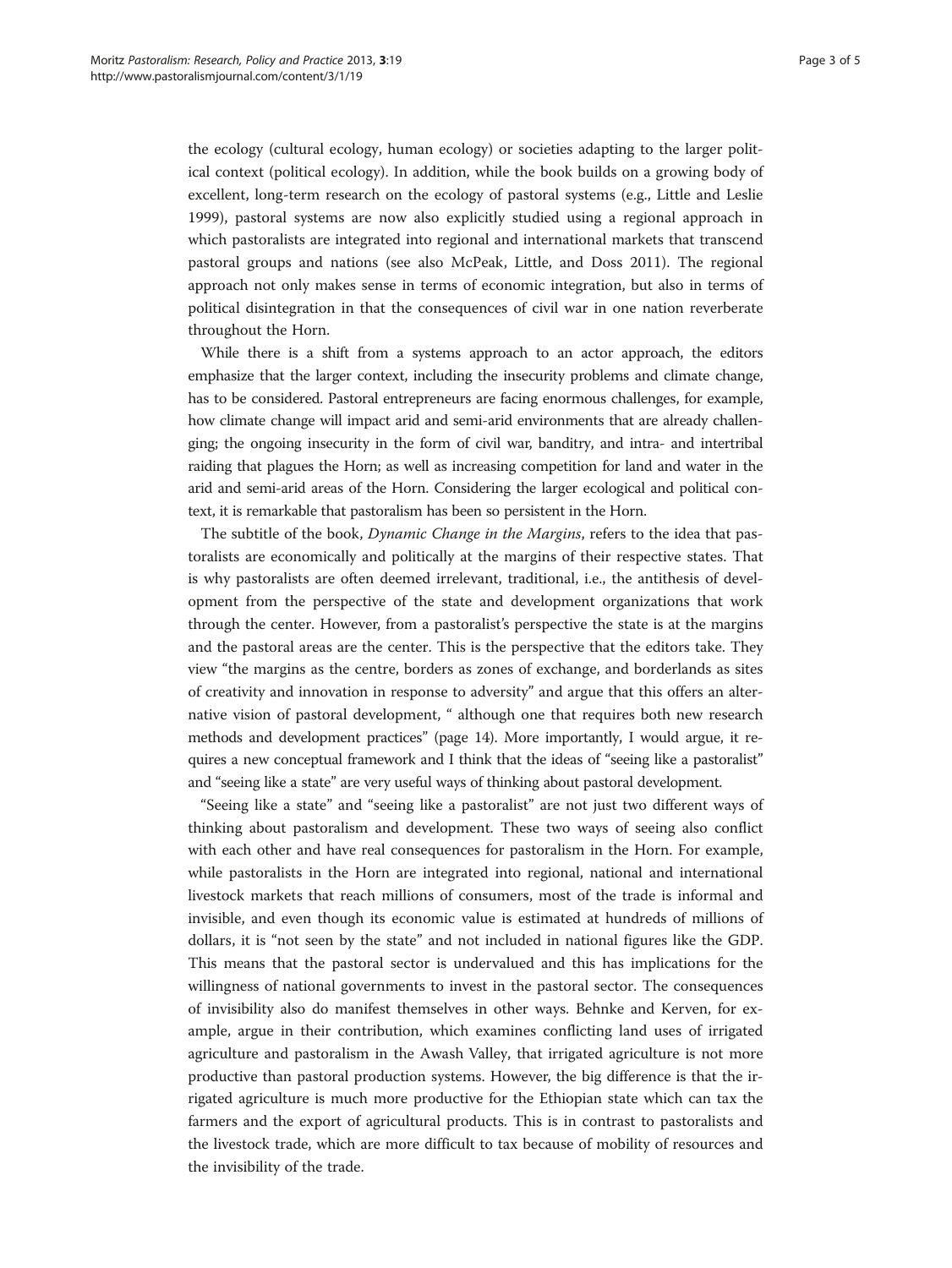the ecology (cultural ecology, human ecology) or societies adapting to the larger political context (political ecology). In addition, while the book builds on a growing body of excellent, long-term research on the ecology of pastoral systems (e.g., Little and Leslie 1999), pastoral systems are now also explicitly studied using a regional approach in which pastoralists are integrated into regional and international markets that transcend pastoral groups and nations (see also McPeak, Little, and Doss 2011). The regional approach not only makes sense in terms of economic integration, but also in terms of political disintegration in that the consequences of civil war in one nation reverberate throughout the Horn.

While there is a shift from a systems approach to an actor approach, the editors emphasize that the larger context, including the insecurity problems and climate change, has to be considered. Pastoral entrepreneurs are facing enormous challenges, for example, how climate change will impact arid and semi-arid environments that are already challenging; the ongoing insecurity in the form of civil war, banditry, and intra- and intertribal raiding that plagues the Horn; as well as increasing competition for land and water in the arid and semi-arid areas of the Horn. Considering the larger ecological and political context, it is remarkable that pastoralism has been so persistent in the Horn.

The subtitle of the book, *Dynamic Change in the Margins*, refers to the idea that pastoralists are economically and politically at the margins of their respective states. That is why pastoralists are often deemed irrelevant, traditional, i.e., the antithesis of development from the perspective of the state and development organizations that work through the center. However, from a pastoralist's perspective the state is at the margins and the pastoral areas are the center. This is the perspective that the editors take. They view "the margins as the centre, borders as zones of exchange, and borderlands as sites of creativity and innovation in response to adversity" and argue that this offers an alternative vision of pastoral development, " although one that requires both new research methods and development practices" (page 14). More importantly, I would argue, it requires a new conceptual framework and I think that the ideas of "seeing like a pastoralist" and "seeing like a state" are very useful ways of thinking about pastoral development.

"Seeing like a state" and "seeing like a pastoralist" are not just two different ways of thinking about pastoralism and development. These two ways of seeing also conflict with each other and have real consequences for pastoralism in the Horn. For example, while pastoralists in the Horn are integrated into regional, national and international livestock markets that reach millions of consumers, most of the trade is informal and invisible, and even though its economic value is estimated at hundreds of millions of dollars, it is "not seen by the state" and not included in national figures like the GDP. This means that the pastoral sector is undervalued and this has implications for the willingness of national governments to invest in the pastoral sector. The consequences of invisibility also do manifest themselves in other ways. Behnke and Kerven, for example, argue in their contribution, which examines conflicting land uses of irrigated agriculture and pastoralism in the Awash Valley, that irrigated agriculture is not more productive than pastoral production systems. However, the big difference is that the irrigated agriculture is much more productive for the Ethiopian state which can tax the farmers and the export of agricultural products. This is in contrast to pastoralists and the livestock trade, which are more difficult to tax because of mobility of resources and the invisibility of the trade.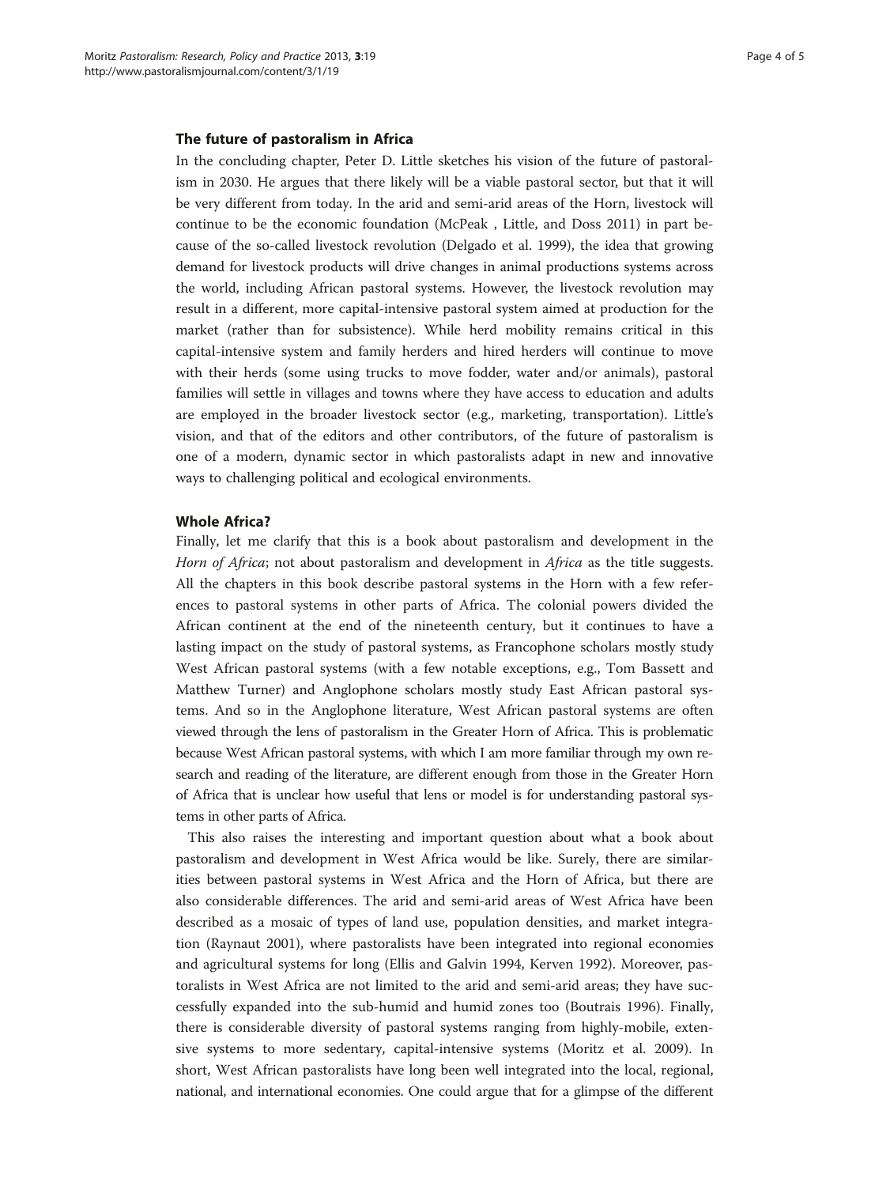### The future of pastoralism in Africa

In the concluding chapter, Peter D. Little sketches his vision of the future of pastoralism in 2030. He argues that there likely will be a viable pastoral sector, but that it will be very different from today. In the arid and semi-arid areas of the Horn, livestock will continue to be the economic foundation (McPeak , Little, and Doss 2011) in part because of the so-called livestock revolution (Delgado et al. 1999), the idea that growing demand for livestock products will drive changes in animal productions systems across the world, including African pastoral systems. However, the livestock revolution may result in a different, more capital-intensive pastoral system aimed at production for the market (rather than for subsistence). While herd mobility remains critical in this capital-intensive system and family herders and hired herders will continue to move with their herds (some using trucks to move fodder, water and/or animals), pastoral families will settle in villages and towns where they have access to education and adults are employed in the broader livestock sector (e.g., marketing, transportation). Little's vision, and that of the editors and other contributors, of the future of pastoralism is one of a modern, dynamic sector in which pastoralists adapt in new and innovative ways to challenging political and ecological environments.

### Whole Africa?

Finally, let me clarify that this is a book about pastoralism and development in the *Horn of Africa*; not about pastoralism and development in *Africa* as the title suggests. All the chapters in this book describe pastoral systems in the Horn with a few references to pastoral systems in other parts of Africa. The colonial powers divided the African continent at the end of the nineteenth century, but it continues to have a lasting impact on the study of pastoral systems, as Francophone scholars mostly study West African pastoral systems (with a few notable exceptions, e.g., Tom Bassett and Matthew Turner) and Anglophone scholars mostly study East African pastoral systems. And so in the Anglophone literature, West African pastoral systems are often viewed through the lens of pastoralism in the Greater Horn of Africa. This is problematic because West African pastoral systems, with which I am more familiar through my own research and reading of the literature, are different enough from those in the Greater Horn of Africa that is unclear how useful that lens or model is for understanding pastoral systems in other parts of Africa.

This also raises the interesting and important question about what a book about pastoralism and development in West Africa would be like. Surely, there are similarities between pastoral systems in West Africa and the Horn of Africa, but there are also considerable differences. The arid and semi-arid areas of West Africa have been described as a mosaic of types of land use, population densities, and market integration (Raynaut 2001), where pastoralists have been integrated into regional economies and agricultural systems for long (Ellis and Galvin 1994, Kerven 1992). Moreover, pastoralists in West Africa are not limited to the arid and semi-arid areas; they have successfully expanded into the sub-humid and humid zones too (Boutrais 1996). Finally, there is considerable diversity of pastoral systems ranging from highly-mobile, extensive systems to more sedentary, capital-intensive systems (Moritz et al. 2009). In short, West African pastoralists have long been well integrated into the local, regional, national, and international economies. One could argue that for a glimpse of the different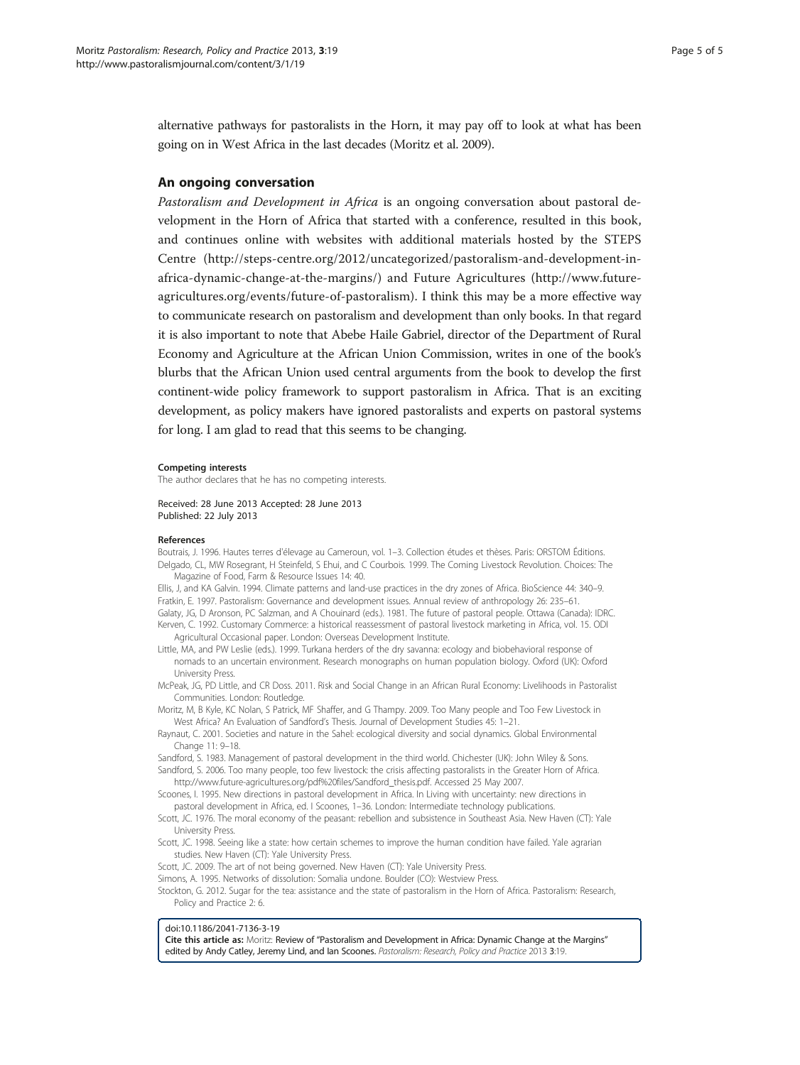alternative pathways for pastoralists in the Horn, it may pay off to look at what has been going on in West Africa in the last decades (Moritz et al. 2009).

## An ongoing conversation

*Pastoralism and Development in Africa* is an ongoing conversation about pastoral development in the Horn of Africa that started with a conference, resulted in this book, and continues online with websites with additional materials hosted by the STEPS Centre (http://steps-centre.org/2012/uncategorized/pastoralism-and-development-in-africa-dynamic-change-at-the-margins/) and Future Agricultures (http://www.future-agricultures.org/events/future-of-pastoralism). I think this may be a more effective way to communicate research on pastoralism and development than only books. In that regard it is also important to note that Abebe Haile Gabriel, director of the Department of Rural Economy and Agriculture at the African Union Commission, writes in one of the book's blurbs that the African Union used central arguments from the book to develop the first continent-wide policy framework to support pastoralism in Africa. That is an exciting development, as policy makers have ignored pastoralists and experts on pastoral systems for long. I am glad to read that this seems to be changing.

#### Competing interests

The author declares that he has no competing interests.

Received: 28 June 2013 Accepted: 28 June 2013
Published: 22 July 2013

#### References

Boutrais, J. 1996. Hautes terres d'élevage au Cameroun, vol. 1–3. Collection études et thèses. Paris: ORSTOM Éditions.

Delgado, CL, MW Rosegrant, H Steinfeld, S Ehui, and C Courbois. 1999. The Coming Livestock Revolution. Choices: The Magazine of Food, Farm & Resource Issues 14: 40.

Ellis, J, and KA Galvin. 1994. Climate patterns and land-use practices in the dry zones of Africa. BioScience 44: 340–9.

Fratkin, E. 1997. Pastoralism: Governance and development issues. Annual review of anthropology 26: 235–61.

Galaty, JG, D Aronson, PC Salzman, and A Chouinard (eds.). 1981. The future of pastoral people. Ottawa (Canada): IDRC.

Kerven, C. 1992. Customary Commerce: a historical reassessment of pastoral livestock marketing in Africa, vol. 15. ODI Agricultural Occasional paper. London: Overseas Development Institute.

Little, MA, and PW Leslie (eds.). 1999. Turkana herders of the dry savanna: ecology and biobehavioral response of nomads to an uncertain environment. Research monographs on human population biology. Oxford (UK): Oxford University Press.

McPeak, JG, PD Little, and CR Doss. 2011. Risk and Social Change in an African Rural Economy: Livelihoods in Pastoralist Communities. London: Routledge.

Moritz, M, B Kyle, KC Nolan, S Patrick, MF Shaffer, and G Thampy. 2009. Too Many people and Too Few Livestock in West Africa? An Evaluation of Sandford's Thesis. Journal of Development Studies 45: 1–21.

Raynaut, C. 2001. Societies and nature in the Sahel: ecological diversity and social dynamics. Global Environmental Change 11: 9–18.

Sandford, S. 1983. Management of pastoral development in the third world. Chichester (UK): John Wiley & Sons.

Sandford, S. 2006. Too many people, too few livestock: the crisis affecting pastoralists in the Greater Horn of Africa. http://www.future-agricultures.org/pdf%20files/Sandford_thesis.pdf. Accessed 25 May 2007.

Scoones, I. 1995. New directions in pastoral development in Africa. In Living with uncertainty: new directions in pastoral development in Africa, ed. I Scoones, 1–36. London: Intermediate technology publications.

Scott, JC. 1976. The moral economy of the peasant: rebellion and subsistence in Southeast Asia. New Haven (CT): Yale University Press.

Scott, JC. 1998. Seeing like a state: how certain schemes to improve the human condition have failed. Yale agrarian studies. New Haven (CT): Yale University Press.

Scott, JC. 2009. The art of not being governed. New Haven (CT): Yale University Press.

Simons, A. 1995. Networks of dissolution: Somalia undone. Boulder (CO): Westview Press.

Stockton, G. 2012. Sugar for the tea: assistance and the state of pastoralism in the Horn of Africa. Pastoralism: Research, Policy and Practice 2: 6.

doi:10.1186/2041-7136-3-19

**Cite this article as:** Moritz: Review of "Pastoralism and Development in Africa: Dynamic Change at the Margins" edited by Andy Catley, Jeremy Lind, and Ian Scoones. *Pastoralism: Research, Policy and Practice* 2013 **3**:19.